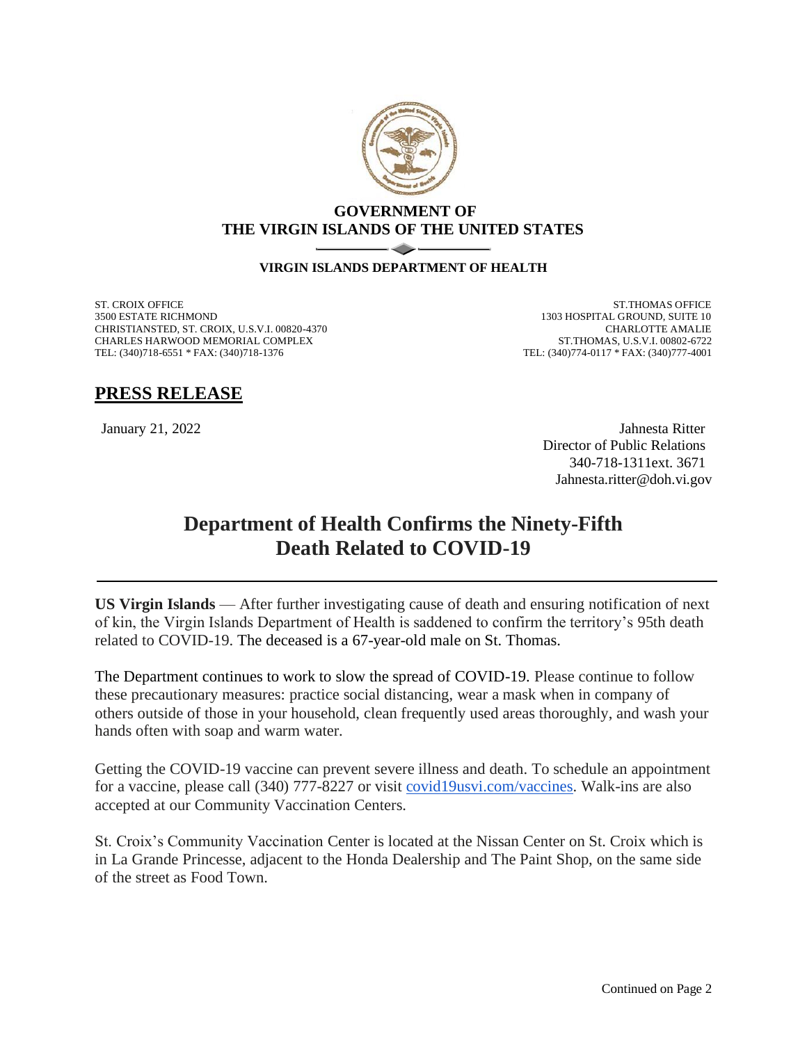**GOVERNMENT OF**
**THE VIRGIN ISLANDS OF THE UNITED STATES**

**VIRGIN ISLANDS DEPARTMENT OF HEALTH**

ST. CROIX OFFICE
3500 ESTATE RICHMOND
CHRISTIANSTED, ST. CROIX, U.S.V.I. 00820-4370
CHARLES HARWOOD MEMORIAL COMPLEX
TEL: (340)718-6551 * FAX: (340)718-1376

ST.THOMAS OFFICE
1303 HOSPITAL GROUND, SUITE 10
CHARLOTTE AMALIE
ST.THOMAS, U.S.V.I. 00802-6722
TEL: (340)774-0117 * FAX: (340)777-4001

## PRESS RELEASE

January 21, 2022

Jahnesta Ritter
Director of Public Relations
340-718-1311ext. 3671
Jahnesta.ritter@doh.vi.gov

# Department of Health Confirms the Ninety-Fifth Death Related to COVID-19

**US Virgin Islands** — After further investigating cause of death and ensuring notification of next of kin, the Virgin Islands Department of Health is saddened to confirm the territory's 95th death related to COVID-19. The deceased is a 67-year-old male on St. Thomas.

The Department continues to work to slow the spread of COVID-19. Please continue to follow these precautionary measures: practice social distancing, wear a mask when in company of others outside of those in your household, clean frequently used areas thoroughly, and wash your hands often with soap and warm water.

Getting the COVID-19 vaccine can prevent severe illness and death. To schedule an appointment for a vaccine, please call (340) 777-8227 or visit covid19usvi.com/vaccines. Walk-ins are also accepted at our Community Vaccination Centers.

St. Croix's Community Vaccination Center is located at the Nissan Center on St. Croix which is in La Grande Princesse, adjacent to the Honda Dealership and The Paint Shop, on the same side of the street as Food Town.

Continued on Page 2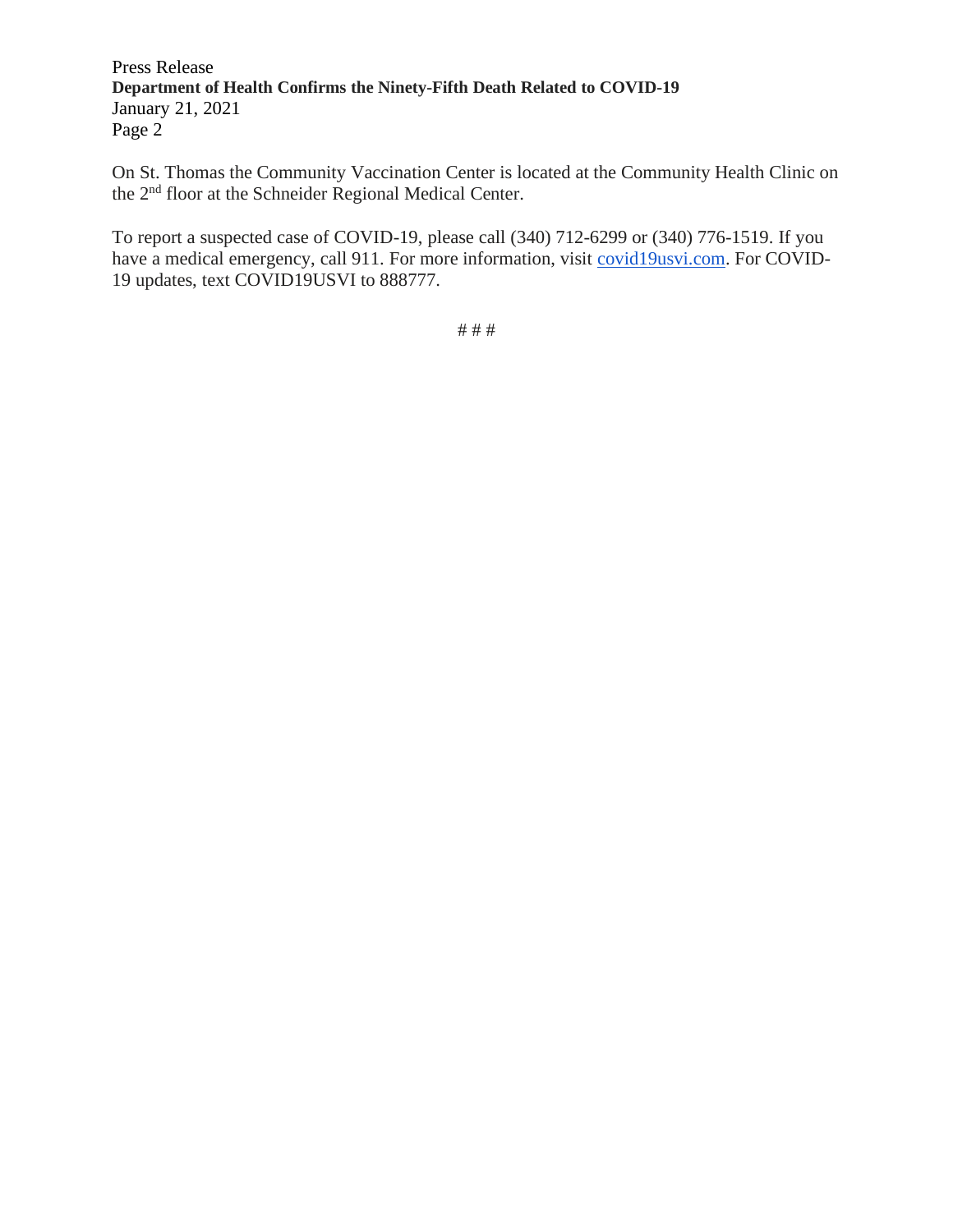On St. Thomas the Community Vaccination Center is located at the Community Health Clinic on the 2nd floor at the Schneider Regional Medical Center.

To report a suspected case of COVID-19, please call (340) 712-6299 or (340) 776-1519. If you have a medical emergency, call 911. For more information, visit covid19usvi.com. For COVID-19 updates, text COVID19USVI to 888777.

# # #